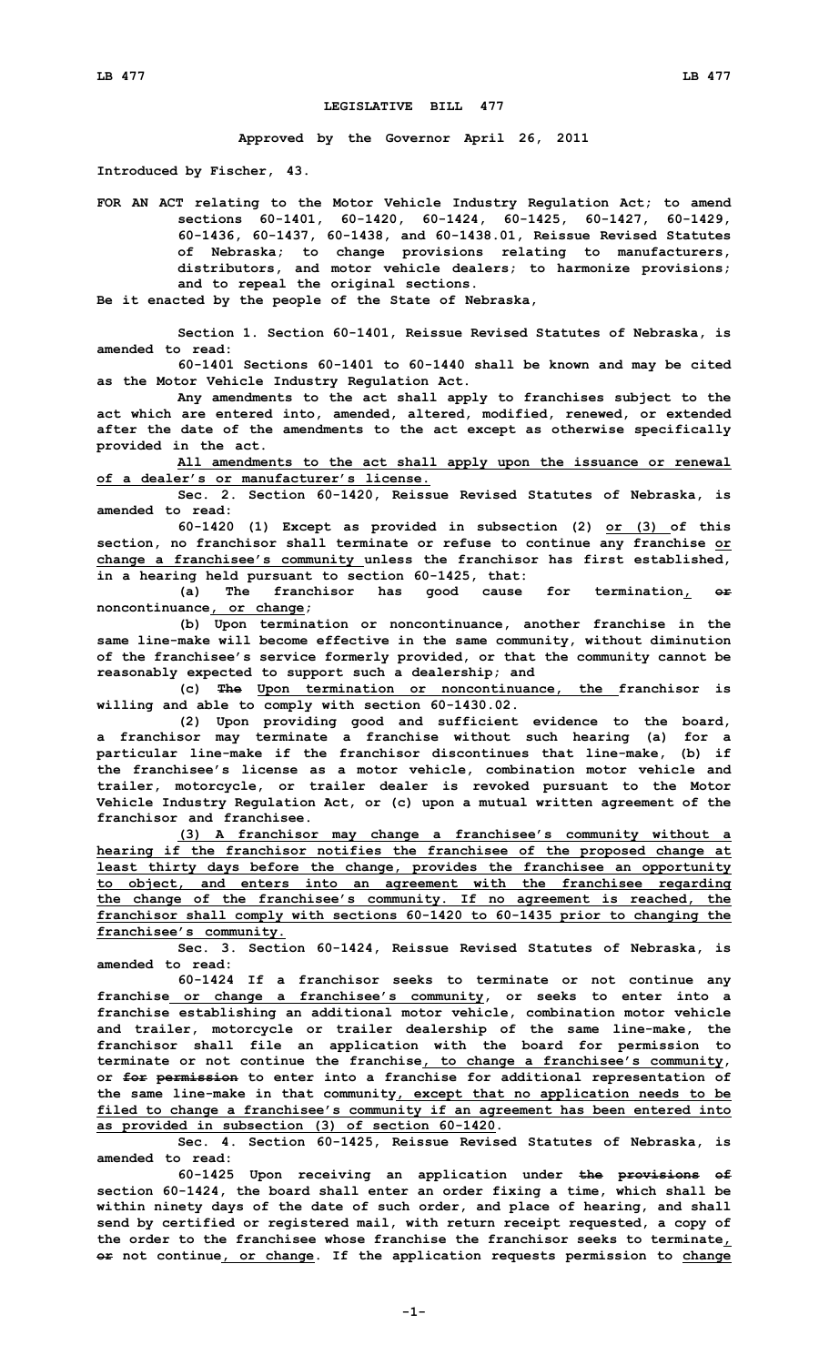# LEGISLATIVE BILL 477

**Approved by the Governor April 26, 2011**

**Introduced by Fischer, 43.**

FOR AN ACT relating to the Motor Vehicle Industry Regulation Act; to amend sections 60-1401, 60-1420, 60-1424, 60-1425, 60-1427, 60-1429, 60-1436, 60-1437, 60-1438, and 60-1438.01, Reissue Revised Statutes of Nebraska; to change provisions relating to manufacturers, distributors, and motor vehicle dealers; to harmonize provisions; and to repeal the original sections.

Be it enacted by the people of the State of Nebraska,

Section 1. Section 60-1401, Reissue Revised Statutes of Nebraska, is amended to read:

60-1401 Sections 60-1401 to 60-1440 shall be known and may be cited as the Motor Vehicle Industry Regulation Act.

Any amendments to the act shall apply to franchises subject to the act which are entered into, amended, altered, modified, renewed, or extended after the date of the amendments to the act except as otherwise specifically provided in the act.

All amendments to the act shall apply upon the issuance or renewal of a dealer's or manufacturer's license.

Sec. 2. Section 60-1420, Reissue Revised Statutes of Nebraska, is amended to read:

60-1420 (1) Except as provided in subsection (2) or (3) of this section, no franchisor shall terminate or refuse to continue any franchise or change a franchisee's community unless the franchisor has first established, in a hearing held pursuant to section 60-1425, that:

(a) The franchisor has good cause for termination, ~~or~~ noncontinuance, or change;

(b) Upon termination or noncontinuance, another franchise in the same line-make will become effective in the same community, without diminution of the franchisee's service formerly provided, or that the community cannot be reasonably expected to support such a dealership; and

(c) ~~The~~ Upon termination or noncontinuance, the franchisor is willing and able to comply with section 60-1430.02.

(2) Upon providing good and sufficient evidence to the board, a franchisor may terminate a franchise without such hearing (a) for a particular line-make if the franchisor discontinues that line-make, (b) if the franchisee's license as a motor vehicle, combination motor vehicle and trailer, motorcycle, or trailer dealer is revoked pursuant to the Motor Vehicle Industry Regulation Act, or (c) upon a mutual written agreement of the franchisor and franchisee.

(3) A franchisor may change a franchisee's community without a hearing if the franchisor notifies the franchisee of the proposed change at least thirty days before the change, provides the franchisee an opportunity to object, and enters into an agreement with the franchisee regarding the change of the franchisee's community. If no agreement is reached, the franchisor shall comply with sections 60-1420 to 60-1435 prior to changing the franchisee's community.

Sec. 3. Section 60-1424, Reissue Revised Statutes of Nebraska, is amended to read:

60-1424 If a franchisor seeks to terminate or not continue any franchise or change a franchisee's community, or seeks to enter into a franchise establishing an additional motor vehicle, combination motor vehicle and trailer, motorcycle or trailer dealership of the same line-make, the franchisor shall file an application with the board for permission to terminate or not continue the franchise, to change a franchisee's community, or ~~for permission~~ to enter into a franchise for additional representation of the same line-make in that community, except that no application needs to be filed to change a franchisee's community if an agreement has been entered into as provided in subsection (3) of section 60-1420.

Sec. 4. Section 60-1425, Reissue Revised Statutes of Nebraska, is amended to read:

60-1425 Upon receiving an application under ~~the provisions of~~ section 60-1424, the board shall enter an order fixing a time, which shall be within ninety days of the date of such order, and place of hearing, and shall send by certified or registered mail, with return receipt requested, a copy of the order to the franchisee whose franchise the franchisor seeks to terminate, ~~or~~ not continue, or change. If the application requests permission to change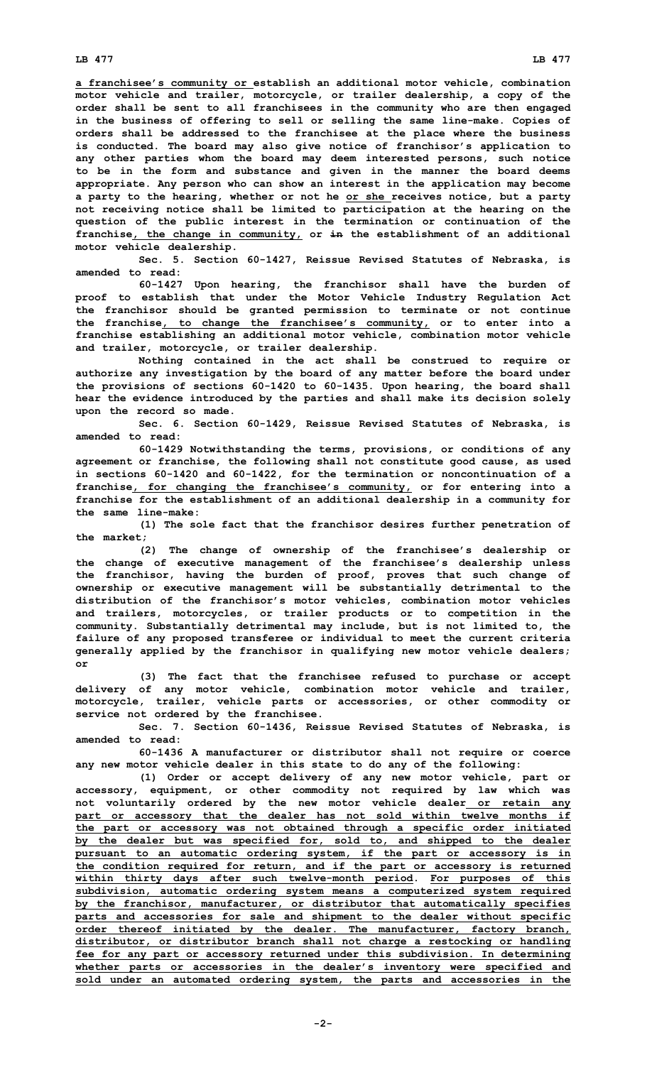a franchisee's community or establish an additional motor vehicle, combination motor vehicle and trailer, motorcycle, or trailer dealership, a copy of the order shall be sent to all franchisees in the community who are then engaged in the business of offering to sell or selling the same line-make. Copies of orders shall be addressed to the franchisee at the place where the business is conducted. The board may also give notice of franchisor's application to any other parties whom the board may deem interested persons, such notice to be in the form and substance and given in the manner the board deems appropriate. Any person who can show an interest in the application may become a party to the hearing, whether or not he or she receives notice, but a party not receiving notice shall be limited to participation at the hearing on the question of the public interest in the termination or continuation of the franchise, the change in community, or in the establishment of an additional motor vehicle dealership.

Sec. 5. Section 60-1427, Reissue Revised Statutes of Nebraska, is amended to read:

60-1427 Upon hearing, the franchisor shall have the burden of proof to establish that under the Motor Vehicle Industry Regulation Act the franchisor should be granted permission to terminate or not continue the franchise, to change the franchisee's community, or to enter into a franchise establishing an additional motor vehicle, combination motor vehicle and trailer, motorcycle, or trailer dealership.

Nothing contained in the act shall be construed to require or authorize any investigation by the board of any matter before the board under the provisions of sections 60-1420 to 60-1435. Upon hearing, the board shall hear the evidence introduced by the parties and shall make its decision solely upon the record so made.

Sec. 6. Section 60-1429, Reissue Revised Statutes of Nebraska, is amended to read:

60-1429 Notwithstanding the terms, provisions, or conditions of any agreement or franchise, the following shall not constitute good cause, as used in sections 60-1420 and 60-1422, for the termination or noncontinuation of a franchise, for changing the franchisee's community, or for entering into a franchise for the establishment of an additional dealership in a community for the same line-make:

(1) The sole fact that the franchisor desires further penetration of the market;

(2) The change of ownership of the franchisee's dealership or the change of executive management of the franchisee's dealership unless the franchisor, having the burden of proof, proves that such change of ownership or executive management will be substantially detrimental to the distribution of the franchisor's motor vehicles, combination motor vehicles and trailers, motorcycles, or trailer products or to competition in the community. Substantially detrimental may include, but is not limited to, the failure of any proposed transferee or individual to meet the current criteria generally applied by the franchisor in qualifying new motor vehicle dealers; or

(3) The fact that the franchisee refused to purchase or accept delivery of any motor vehicle, combination motor vehicle and trailer, motorcycle, trailer, vehicle parts or accessories, or other commodity or service not ordered by the franchisee.

Sec. 7. Section 60-1436, Reissue Revised Statutes of Nebraska, is amended to read:

60-1436 A manufacturer or distributor shall not require or coerce any new motor vehicle dealer in this state to do any of the following:

(1) Order or accept delivery of any new motor vehicle, part or accessory, equipment, or other commodity not required by law which was not voluntarily ordered by the new motor vehicle dealer or retain any part or accessory that the dealer has not sold within twelve months if the part or accessory was not obtained through a specific order initiated by the dealer but was specified for, sold to, and shipped to the dealer pursuant to an automatic ordering system, if the part or accessory is in the condition required for return, and if the part or accessory is returned within thirty days after such twelve-month period. For purposes of this subdivision, automatic ordering system means a computerized system required by the franchisor, manufacturer, or distributor that automatically specifies parts and accessories for sale and shipment to the dealer without specific order thereof initiated by the dealer. The manufacturer, factory branch, distributor, or distributor branch shall not charge a restocking or handling fee for any part or accessory returned under this subdivision. In determining whether parts or accessories in the dealer's inventory were specified and sold under an automated ordering system, the parts and accessories in the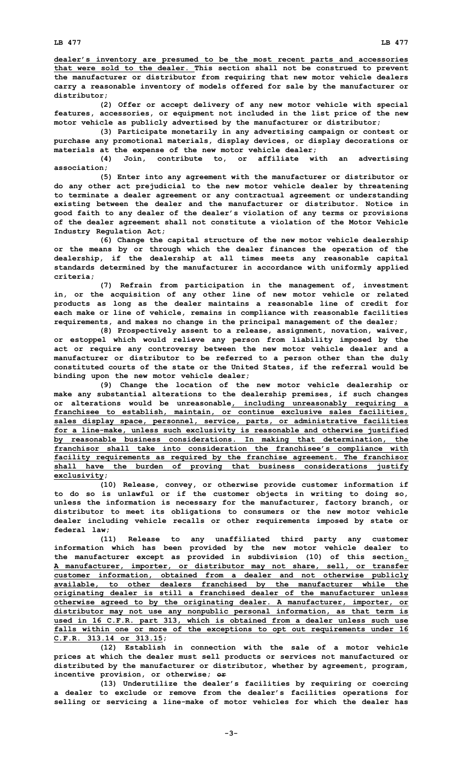dealer's inventory are presumed to be the most recent parts and accessories that were sold to the dealer. This section shall not be construed to prevent the manufacturer or distributor from requiring that new motor vehicle dealers carry a reasonable inventory of models offered for sale by the manufacturer or distributor;

(2) Offer or accept delivery of any new motor vehicle with special features, accessories, or equipment not included in the list price of the new motor vehicle as publicly advertised by the manufacturer or distributor;

(3) Participate monetarily in any advertising campaign or contest or purchase any promotional materials, display devices, or display decorations or materials at the expense of the new motor vehicle dealer;

(4) Join, contribute to, or affiliate with an advertising association;

(5) Enter into any agreement with the manufacturer or distributor or do any other act prejudicial to the new motor vehicle dealer by threatening to terminate a dealer agreement or any contractual agreement or understanding existing between the dealer and the manufacturer or distributor. Notice in good faith to any dealer of the dealer's violation of any terms or provisions of the dealer agreement shall not constitute a violation of the Motor Vehicle Industry Regulation Act;

(6) Change the capital structure of the new motor vehicle dealership or the means by or through which the dealer finances the operation of the dealership, if the dealership at all times meets any reasonable capital standards determined by the manufacturer in accordance with uniformly applied criteria;

(7) Refrain from participation in the management of, investment in, or the acquisition of any other line of new motor vehicle or related products as long as the dealer maintains a reasonable line of credit for each make or line of vehicle, remains in compliance with reasonable facilities requirements, and makes no change in the principal management of the dealer;

(8) Prospectively assent to a release, assignment, novation, waiver, or estoppel which would relieve any person from liability imposed by the act or require any controversy between the new motor vehicle dealer and a manufacturer or distributor to be referred to a person other than the duly constituted courts of the state or the United States, if the referral would be binding upon the new motor vehicle dealer;

(9) Change the location of the new motor vehicle dealership or make any substantial alterations to the dealership premises, if such changes or alterations would be unreasonable, including unreasonably requiring a franchisee to establish, maintain, or continue exclusive sales facilities, sales display space, personnel, service, parts, or administrative facilities for a line-make, unless such exclusivity is reasonable and otherwise justified by reasonable business considerations. In making that determination, the franchisor shall take into consideration the franchisee's compliance with facility requirements as required by the franchise agreement. The franchisor shall have the burden of proving that business considerations justify exclusivity;

(10) Release, convey, or otherwise provide customer information if to do so is unlawful or if the customer objects in writing to doing so, unless the information is necessary for the manufacturer, factory branch, or distributor to meet its obligations to consumers or the new motor vehicle dealer including vehicle recalls or other requirements imposed by state or federal law;

(11) Release to any unaffiliated third party any customer information which has been provided by the new motor vehicle dealer to the manufacturer except as provided in subdivision (10) of this section. A manufacturer, importer, or distributor may not share, sell, or transfer customer information, obtained from a dealer and not otherwise publicly available, to other dealers franchised by the manufacturer while the originating dealer is still a franchised dealer of the manufacturer unless otherwise agreed to by the originating dealer. A manufacturer, importer, or distributor may not use any nonpublic personal information, as that term is used in 16 C.F.R. part 313, which is obtained from a dealer unless such use falls within one or more of the exceptions to opt out requirements under 16 C.F.R. 313.14 or 313.15;

(12) Establish in connection with the sale of a motor vehicle prices at which the dealer must sell products or services not manufactured or distributed by the manufacturer or distributor, whether by agreement, program, incentive provision, or otherwise; ~~or~~

(13) Underutilize the dealer's facilities by requiring or coercing a dealer to exclude or remove from the dealer's facilities operations for selling or servicing a line-make of motor vehicles for which the dealer has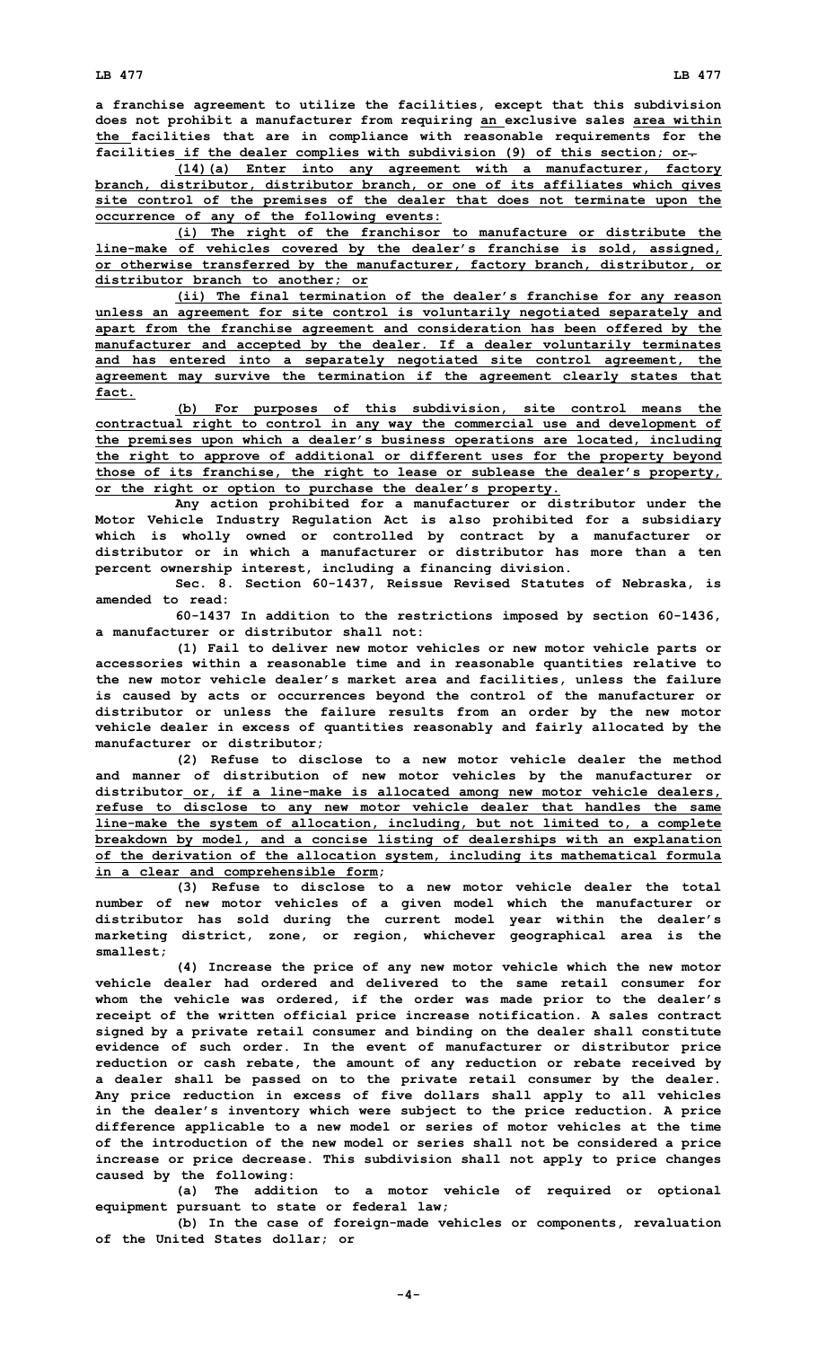a franchise agreement to utilize the facilities, except that this subdivision does not prohibit a manufacturer from requiring an exclusive sales area within the facilities that are in compliance with reasonable requirements for the facilities if the dealer complies with subdivision (9) of this section; or.

(14)(a) Enter into any agreement with a manufacturer, factory branch, distributor, distributor branch, or one of its affiliates which gives site control of the premises of the dealer that does not terminate upon the occurrence of any of the following events:

(i) The right of the franchisor to manufacture or distribute the line-make of vehicles covered by the dealer's franchise is sold, assigned, or otherwise transferred by the manufacturer, factory branch, distributor, or distributor branch to another; or

(ii) The final termination of the dealer's franchise for any reason unless an agreement for site control is voluntarily negotiated separately and apart from the franchise agreement and consideration has been offered by the manufacturer and accepted by the dealer. If a dealer voluntarily terminates and has entered into a separately negotiated site control agreement, the agreement may survive the termination if the agreement clearly states that fact.

(b) For purposes of this subdivision, site control means the contractual right to control in any way the commercial use and development of the premises upon which a dealer's business operations are located, including the right to approve of additional or different uses for the property beyond those of its franchise, the right to lease or sublease the dealer's property, or the right or option to purchase the dealer's property.

Any action prohibited for a manufacturer or distributor under the Motor Vehicle Industry Regulation Act is also prohibited for a subsidiary which is wholly owned or controlled by contract by a manufacturer or distributor or in which a manufacturer or distributor has more than a ten percent ownership interest, including a financing division.

Sec. 8. Section 60-1437, Reissue Revised Statutes of Nebraska, is amended to read:

60-1437 In addition to the restrictions imposed by section 60-1436, a manufacturer or distributor shall not:

(1) Fail to deliver new motor vehicles or new motor vehicle parts or accessories within a reasonable time and in reasonable quantities relative to the new motor vehicle dealer's market area and facilities, unless the failure is caused by acts or occurrences beyond the control of the manufacturer or distributor or unless the failure results from an order by the new motor vehicle dealer in excess of quantities reasonably and fairly allocated by the manufacturer or distributor;

(2) Refuse to disclose to a new motor vehicle dealer the method and manner of distribution of new motor vehicles by the manufacturer or distributor or, if a line-make is allocated among new motor vehicle dealers, refuse to disclose to any new motor vehicle dealer that handles the same line-make the system of allocation, including, but not limited to, a complete breakdown by model, and a concise listing of dealerships with an explanation of the derivation of the allocation system, including its mathematical formula in a clear and comprehensible form;

(3) Refuse to disclose to a new motor vehicle dealer the total number of new motor vehicles of a given model which the manufacturer or distributor has sold during the current model year within the dealer's marketing district, zone, or region, whichever geographical area is the smallest;

(4) Increase the price of any new motor vehicle which the new motor vehicle dealer had ordered and delivered to the same retail consumer for whom the vehicle was ordered, if the order was made prior to the dealer's receipt of the written official price increase notification. A sales contract signed by a private retail consumer and binding on the dealer shall constitute evidence of such order. In the event of manufacturer or distributor price reduction or cash rebate, the amount of any reduction or rebate received by a dealer shall be passed on to the private retail consumer by the dealer. Any price reduction in excess of five dollars shall apply to all vehicles in the dealer's inventory which were subject to the price reduction. A price difference applicable to a new model or series of motor vehicles at the time of the introduction of the new model or series shall not be considered a price increase or price decrease. This subdivision shall not apply to price changes caused by the following:

(a) The addition to a motor vehicle of required or optional equipment pursuant to state or federal law;

(b) In the case of foreign-made vehicles or components, revaluation of the United States dollar; or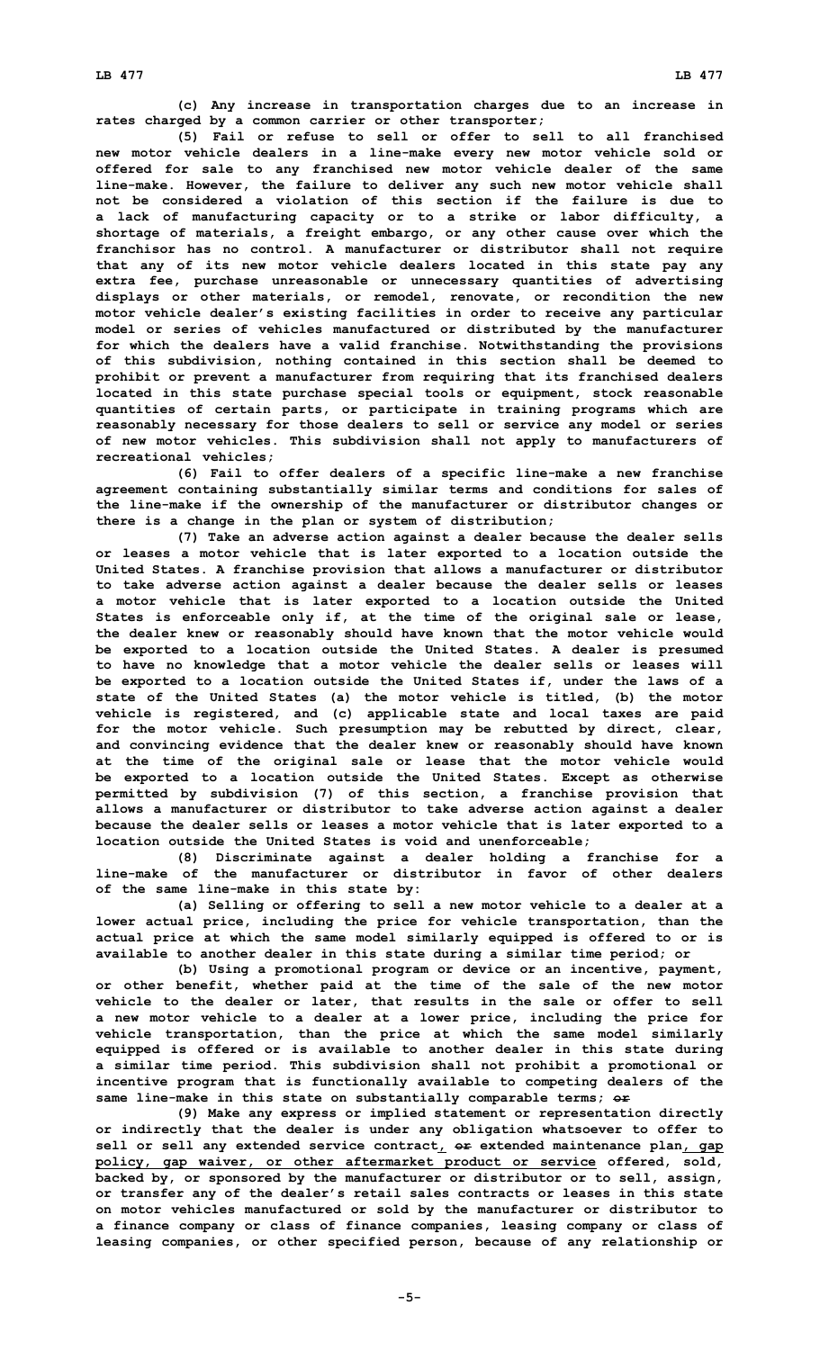(c) Any increase in transportation charges due to an increase in rates charged by a common carrier or other transporter;

(5) Fail or refuse to sell or offer to sell to all franchised new motor vehicle dealers in a line-make every new motor vehicle sold or offered for sale to any franchised new motor vehicle dealer of the same line-make. However, the failure to deliver any such new motor vehicle shall not be considered a violation of this section if the failure is due to a lack of manufacturing capacity or to a strike or labor difficulty, a shortage of materials, a freight embargo, or any other cause over which the franchisor has no control. A manufacturer or distributor shall not require that any of its new motor vehicle dealers located in this state pay any extra fee, purchase unreasonable or unnecessary quantities of advertising displays or other materials, or remodel, renovate, or recondition the new motor vehicle dealer's existing facilities in order to receive any particular model or series of vehicles manufactured or distributed by the manufacturer for which the dealers have a valid franchise. Notwithstanding the provisions of this subdivision, nothing contained in this section shall be deemed to prohibit or prevent a manufacturer from requiring that its franchised dealers located in this state purchase special tools or equipment, stock reasonable quantities of certain parts, or participate in training programs which are reasonably necessary for those dealers to sell or service any model or series of new motor vehicles. This subdivision shall not apply to manufacturers of recreational vehicles;

(6) Fail to offer dealers of a specific line-make a new franchise agreement containing substantially similar terms and conditions for sales of the line-make if the ownership of the manufacturer or distributor changes or there is a change in the plan or system of distribution;

(7) Take an adverse action against a dealer because the dealer sells or leases a motor vehicle that is later exported to a location outside the United States. A franchise provision that allows a manufacturer or distributor to take adverse action against a dealer because the dealer sells or leases a motor vehicle that is later exported to a location outside the United States is enforceable only if, at the time of the original sale or lease, the dealer knew or reasonably should have known that the motor vehicle would be exported to a location outside the United States. A dealer is presumed to have no knowledge that a motor vehicle the dealer sells or leases will be exported to a location outside the United States if, under the laws of a state of the United States (a) the motor vehicle is titled, (b) the motor vehicle is registered, and (c) applicable state and local taxes are paid for the motor vehicle. Such presumption may be rebutted by direct, clear, and convincing evidence that the dealer knew or reasonably should have known at the time of the original sale or lease that the motor vehicle would be exported to a location outside the United States. Except as otherwise permitted by subdivision (7) of this section, a franchise provision that allows a manufacturer or distributor to take adverse action against a dealer because the dealer sells or leases a motor vehicle that is later exported to a location outside the United States is void and unenforceable;

(8) Discriminate against a dealer holding a franchise for a line-make of the manufacturer or distributor in favor of other dealers of the same line-make in this state by:

(a) Selling or offering to sell a new motor vehicle to a dealer at a lower actual price, including the price for vehicle transportation, than the actual price at which the same model similarly equipped is offered to or is available to another dealer in this state during a similar time period; or

(b) Using a promotional program or device or an incentive, payment, or other benefit, whether paid at the time of the sale of the new motor vehicle to the dealer or later, that results in the sale or offer to sell a new motor vehicle to a dealer at a lower price, including the price for vehicle transportation, than the price at which the same model similarly equipped is offered or is available to another dealer in this state during a similar time period. This subdivision shall not prohibit a promotional or incentive program that is functionally available to competing dealers of the same line-make in this state on substantially comparable terms; ~~or~~

(9) Make any express or implied statement or representation directly or indirectly that the dealer is under any obligation whatsoever to offer to sell or sell any extended service contract, ~~or~~ extended maintenance plan, gap policy, gap waiver, or other aftermarket product or service offered, sold, backed by, or sponsored by the manufacturer or distributor or to sell, assign, or transfer any of the dealer's retail sales contracts or leases in this state on motor vehicles manufactured or sold by the manufacturer or distributor to a finance company or class of finance companies, leasing company or class of leasing companies, or other specified person, because of any relationship or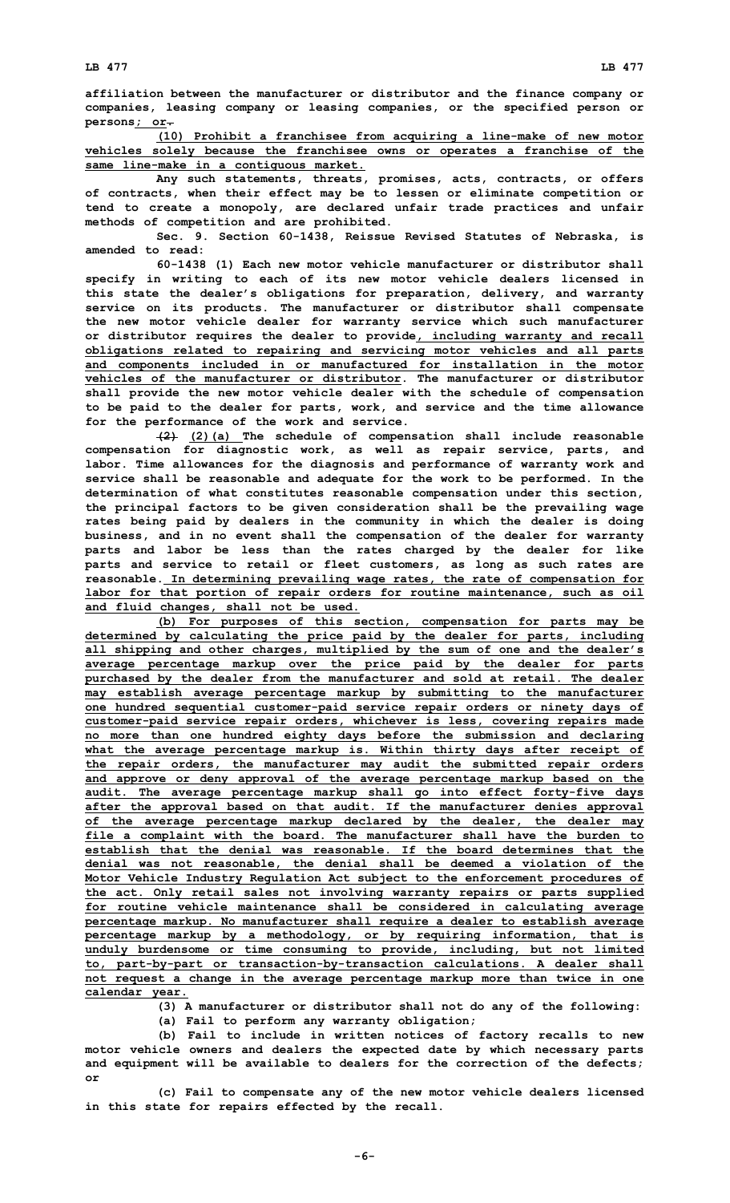affiliation between the manufacturer or distributor and the finance company or companies, leasing company or leasing companies, or the specified person or persons; or.

(10) Prohibit a franchisee from acquiring a line-make of new motor vehicles solely because the franchisee owns or operates a franchise of the same line-make in a contiguous market.

Any such statements, threats, promises, acts, contracts, or offers of contracts, when their effect may be to lessen or eliminate competition or tend to create a monopoly, are declared unfair trade practices and unfair methods of competition and are prohibited.

Sec. 9. Section 60-1438, Reissue Revised Statutes of Nebraska, is amended to read:

60-1438 (1) Each new motor vehicle manufacturer or distributor shall specify in writing to each of its new motor vehicle dealers licensed in this state the dealer's obligations for preparation, delivery, and warranty service on its products. The manufacturer or distributor shall compensate the new motor vehicle dealer for warranty service which such manufacturer or distributor requires the dealer to provide, including warranty and recall obligations related to repairing and servicing motor vehicles and all parts and components included in or manufactured for installation in the motor vehicles of the manufacturer or distributor. The manufacturer or distributor shall provide the new motor vehicle dealer with the schedule of compensation to be paid to the dealer for parts, work, and service and the time allowance for the performance of the work and service.

(2) (2)(a) The schedule of compensation shall include reasonable compensation for diagnostic work, as well as repair service, parts, and labor. Time allowances for the diagnosis and performance of warranty work and service shall be reasonable and adequate for the work to be performed. In the determination of what constitutes reasonable compensation under this section, the principal factors to be given consideration shall be the prevailing wage rates being paid by dealers in the community in which the dealer is doing business, and in no event shall the compensation of the dealer for warranty parts and labor be less than the rates charged by the dealer for like parts and service to retail or fleet customers, as long as such rates are reasonable. In determining prevailing wage rates, the rate of compensation for labor for that portion of repair orders for routine maintenance, such as oil and fluid changes, shall not be used.

(b) For purposes of this section, compensation for parts may be determined by calculating the price paid by the dealer for parts, including all shipping and other charges, multiplied by the sum of one and the dealer's average percentage markup over the price paid by the dealer for parts purchased by the dealer from the manufacturer and sold at retail. The dealer may establish average percentage markup by submitting to the manufacturer one hundred sequential customer-paid service repair orders or ninety days of customer-paid service repair orders, whichever is less, covering repairs made no more than one hundred eighty days before the submission and declaring what the average percentage markup is. Within thirty days after receipt of the repair orders, the manufacturer may audit the submitted repair orders and approve or deny approval of the average percentage markup based on the audit. The average percentage markup shall go into effect forty-five days after the approval based on that audit. If the manufacturer denies approval of the average percentage markup declared by the dealer, the dealer may file a complaint with the board. The manufacturer shall have the burden to establish that the denial was reasonable. If the board determines that the denial was not reasonable, the denial shall be deemed a violation of the Motor Vehicle Industry Regulation Act subject to the enforcement procedures of the act. Only retail sales not involving warranty repairs or parts supplied for routine vehicle maintenance shall be considered in calculating average percentage markup. No manufacturer shall require a dealer to establish average percentage markup by a methodology, or by requiring information, that is unduly burdensome or time consuming to provide, including, but not limited to, part-by-part or transaction-by-transaction calculations. A dealer shall not request a change in the average percentage markup more than twice in one calendar year.

(3) A manufacturer or distributor shall not do any of the following:

(a) Fail to perform any warranty obligation;

(b) Fail to include in written notices of factory recalls to new motor vehicle owners and dealers the expected date by which necessary parts and equipment will be available to dealers for the correction of the defects; or

(c) Fail to compensate any of the new motor vehicle dealers licensed in this state for repairs effected by the recall.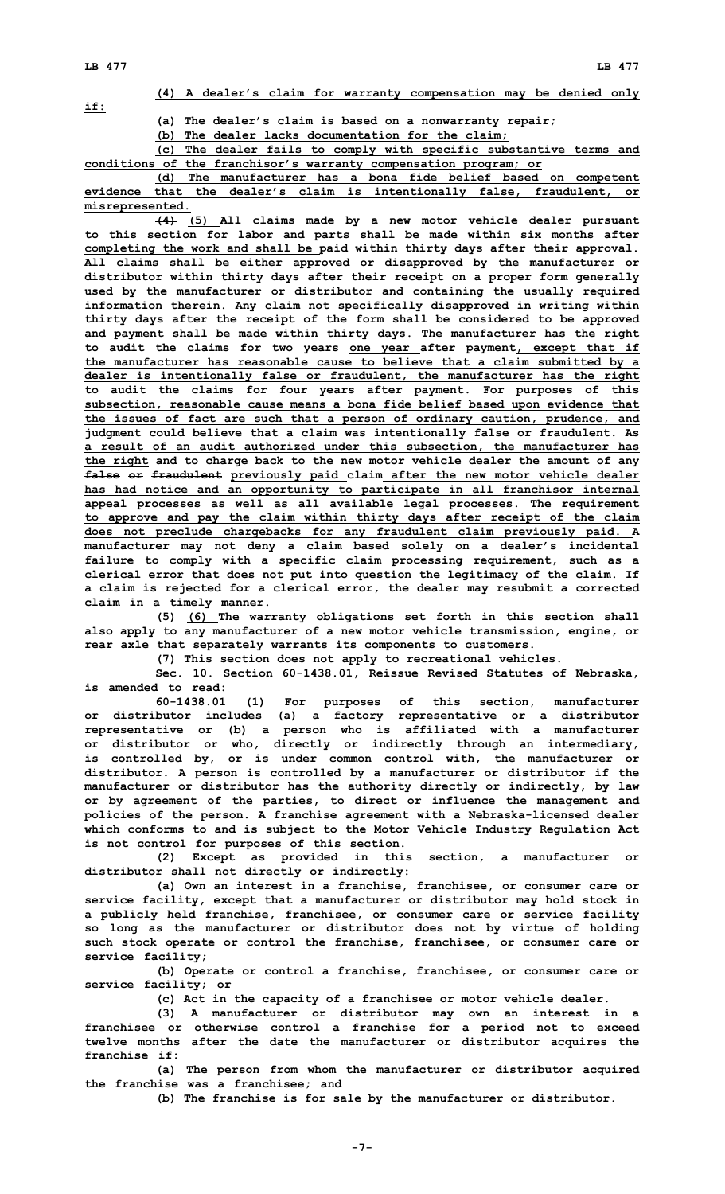(4) A dealer's claim for warranty compensation may be denied only if:

(a) The dealer's claim is based on a nonwarranty repair;

(b) The dealer lacks documentation for the claim;

(c) The dealer fails to comply with specific substantive terms and conditions of the franchisor's warranty compensation program; or

(d) The manufacturer has a bona fide belief based on competent evidence that the dealer's claim is intentionally false, fraudulent, or misrepresented.

~~(4)~~ (5) All claims made by a new motor vehicle dealer pursuant to this section for labor and parts shall be made within six months after completing the work and shall be paid within thirty days after their approval. All claims shall be either approved or disapproved by the manufacturer or distributor within thirty days after their receipt on a proper form generally used by the manufacturer or distributor and containing the usually required information therein. Any claim not specifically disapproved in writing within thirty days after the receipt of the form shall be considered to be approved and payment shall be made within thirty days. The manufacturer has the right to audit the claims for ~~two years~~ one year after payment, except that if the manufacturer has reasonable cause to believe that a claim submitted by a dealer is intentionally false or fraudulent, the manufacturer has the right to audit the claims for four years after payment. For purposes of this subsection, reasonable cause means a bona fide belief based upon evidence that the issues of fact are such that a person of ordinary caution, prudence, and judgment could believe that a claim was intentionally false or fraudulent. As a result of an audit authorized under this subsection, the manufacturer has the right ~~and~~ to charge back to the new motor vehicle dealer the amount of any ~~false or fraudulent~~ previously paid claim after the new motor vehicle dealer has had notice and an opportunity to participate in all franchisor internal appeal processes as well as all available legal processes. The requirement to approve and pay the claim within thirty days after receipt of the claim does not preclude chargebacks for any fraudulent claim previously paid. A manufacturer may not deny a claim based solely on a dealer's incidental failure to comply with a specific claim processing requirement, such as a clerical error that does not put into question the legitimacy of the claim. If a claim is rejected for a clerical error, the dealer may resubmit a corrected claim in a timely manner.

~~(5)~~ (6) The warranty obligations set forth in this section shall also apply to any manufacturer of a new motor vehicle transmission, engine, or rear axle that separately warrants its components to customers.

(7) This section does not apply to recreational vehicles.

Sec. 10. Section 60-1438.01, Reissue Revised Statutes of Nebraska, is amended to read:

60-1438.01 (1) For purposes of this section, manufacturer or distributor includes (a) a factory representative or a distributor representative or (b) a person who is affiliated with a manufacturer or distributor or who, directly or indirectly through an intermediary, is controlled by, or is under common control with, the manufacturer or distributor. A person is controlled by a manufacturer or distributor if the manufacturer or distributor has the authority directly or indirectly, by law or by agreement of the parties, to direct or influence the management and policies of the person. A franchise agreement with a Nebraska-licensed dealer which conforms to and is subject to the Motor Vehicle Industry Regulation Act is not control for purposes of this section.

(2) Except as provided in this section, a manufacturer or distributor shall not directly or indirectly:

(a) Own an interest in a franchise, franchisee, or consumer care or service facility, except that a manufacturer or distributor may hold stock in a publicly held franchise, franchisee, or consumer care or service facility so long as the manufacturer or distributor does not by virtue of holding such stock operate or control the franchise, franchisee, or consumer care or service facility;

(b) Operate or control a franchise, franchisee, or consumer care or service facility; or

(c) Act in the capacity of a franchisee or motor vehicle dealer.

(3) A manufacturer or distributor may own an interest in a franchisee or otherwise control a franchise for a period not to exceed twelve months after the date the manufacturer or distributor acquires the franchise if:

(a) The person from whom the manufacturer or distributor acquired the franchise was a franchisee; and

(b) The franchise is for sale by the manufacturer or distributor.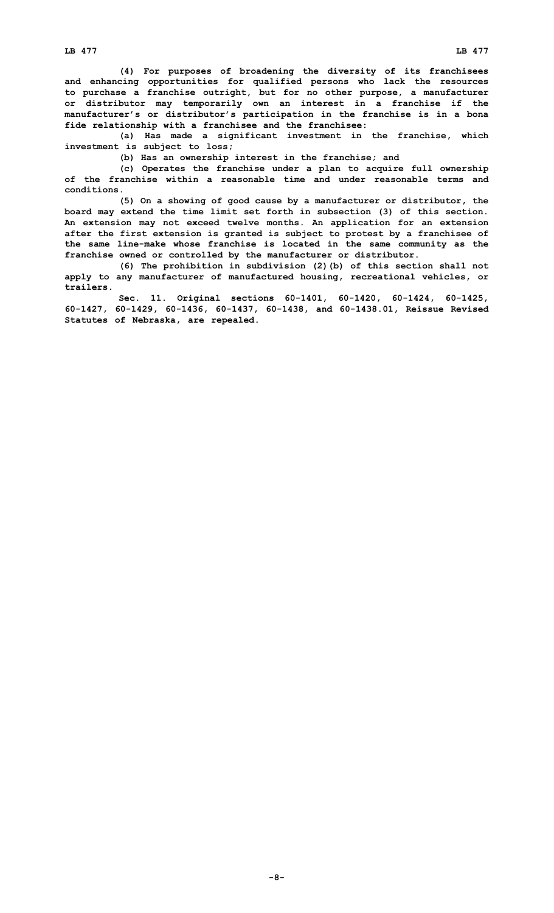(4) For purposes of broadening the diversity of its franchisees and enhancing opportunities for qualified persons who lack the resources to purchase a franchise outright, but for no other purpose, a manufacturer or distributor may temporarily own an interest in a franchise if the manufacturer's or distributor's participation in the franchise is in a bona fide relationship with a franchisee and the franchisee:

(a) Has made a significant investment in the franchise, which investment is subject to loss;

(b) Has an ownership interest in the franchise; and

(c) Operates the franchise under a plan to acquire full ownership of the franchise within a reasonable time and under reasonable terms and conditions.

(5) On a showing of good cause by a manufacturer or distributor, the board may extend the time limit set forth in subsection (3) of this section. An extension may not exceed twelve months. An application for an extension after the first extension is granted is subject to protest by a franchisee of the same line-make whose franchise is located in the same community as the franchise owned or controlled by the manufacturer or distributor.

(6) The prohibition in subdivision (2)(b) of this section shall not apply to any manufacturer of manufactured housing, recreational vehicles, or trailers.

Sec. 11. Original sections 60-1401, 60-1420, 60-1424, 60-1425, 60-1427, 60-1429, 60-1436, 60-1437, 60-1438, and 60-1438.01, Reissue Revised Statutes of Nebraska, are repealed.